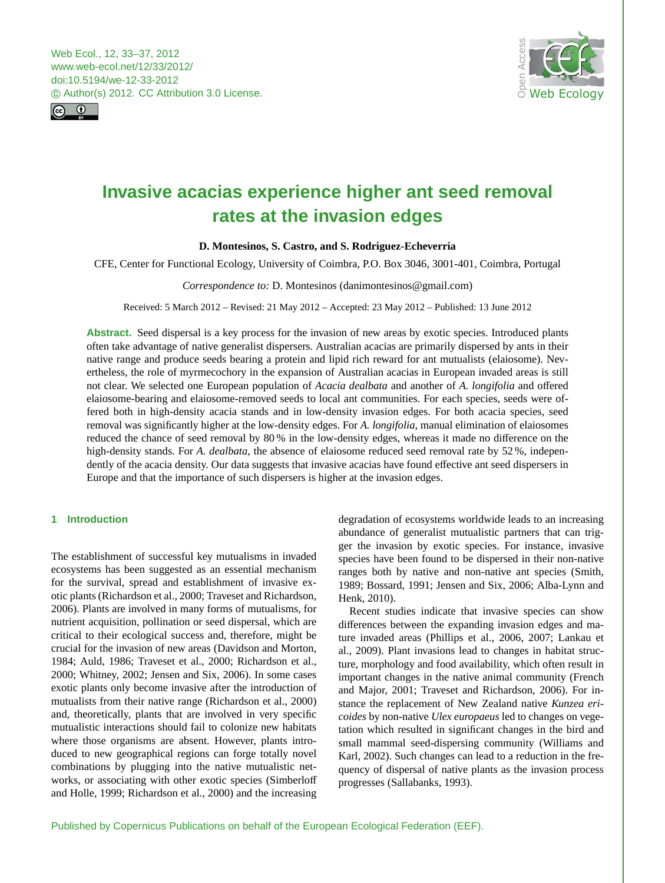# Invasive acacias experience higher ant seed removal rates at the invasion edges

**D. Montesinos, S. Castro, and S. Rodríguez-Echeverría**

CFE, Center for Functional Ecology, University of Coimbra, P.O. Box 3046, 3001-401, Coimbra, Portugal

*Correspondence to:* D. Montesinos (danimontesinos@gmail.com)

Received: 5 March 2012 – Revised: 21 May 2012 – Accepted: 23 May 2012 – Published: 13 June 2012

**Abstract.** Seed dispersal is a key process for the invasion of new areas by exotic species. Introduced plants often take advantage of native generalist dispersers. Australian acacias are primarily dispersed by ants in their native range and produce seeds bearing a protein and lipid rich reward for ant mutualists (elaiosome). Nevertheless, the role of myrmecochory in the expansion of Australian acacias in European invaded areas is still not clear. We selected one European population of *Acacia dealbata* and another of *A. longifolia* and offered elaiosome-bearing and elaiosome-removed seeds to local ant communities. For each species, seeds were offered both in high-density acacia stands and in low-density invasion edges. For both acacia species, seed removal was significantly higher at the low-density edges. For *A. longifolia*, manual elimination of elaiosomes reduced the chance of seed removal by 80 % in the low-density edges, whereas it made no difference on the high-density stands. For *A. dealbata*, the absence of elaiosome reduced seed removal rate by 52 %, independently of the acacia density. Our data suggests that invasive acacias have found effective ant seed dispersers in Europe and that the importance of such dispersers is higher at the invasion edges.

## 1 Introduction

The establishment of successful key mutualisms in invaded ecosystems has been suggested as an essential mechanism for the survival, spread and establishment of invasive exotic plants (Richardson et al., 2000; Traveset and Richardson, 2006). Plants are involved in many forms of mutualisms, for nutrient acquisition, pollination or seed dispersal, which are critical to their ecological success and, therefore, might be crucial for the invasion of new areas (Davidson and Morton, 1984; Auld, 1986; Traveset et al., 2000; Richardson et al., 2000; Whitney, 2002; Jensen and Six, 2006). In some cases exotic plants only become invasive after the introduction of mutualists from their native range (Richardson et al., 2000) and, theoretically, plants that are involved in very specific mutualistic interactions should fail to colonize new habitats where those organisms are absent. However, plants introduced to new geographical regions can forge totally novel combinations by plugging into the native mutualistic networks, or associating with other exotic species (Simberloff and Holle, 1999; Richardson et al., 2000) and the increasing degradation of ecosystems worldwide leads to an increasing abundance of generalist mutualistic partners that can trigger the invasion by exotic species. For instance, invasive species have been found to be dispersed in their non-native ranges both by native and non-native ant species (Smith, 1989; Bossard, 1991; Jensen and Six, 2006; Alba-Lynn and Henk, 2010).

Recent studies indicate that invasive species can show differences between the expanding invasion edges and mature invaded areas (Phillips et al., 2006, 2007; Lankau et al., 2009). Plant invasions lead to changes in habitat structure, morphology and food availability, which often result in important changes in the native animal community (French and Major, 2001; Traveset and Richardson, 2006). For instance the replacement of New Zealand native *Kunzea ericoides* by non-native *Ulex europaeus* led to changes on vegetation which resulted in significant changes in the bird and small mammal seed-dispersing community (Williams and Karl, 2002). Such changes can lead to a reduction in the frequency of dispersal of native plants as the invasion process progresses (Sallabanks, 1993).

Published by Copernicus Publications on behalf of the European Ecological Federation (EEF).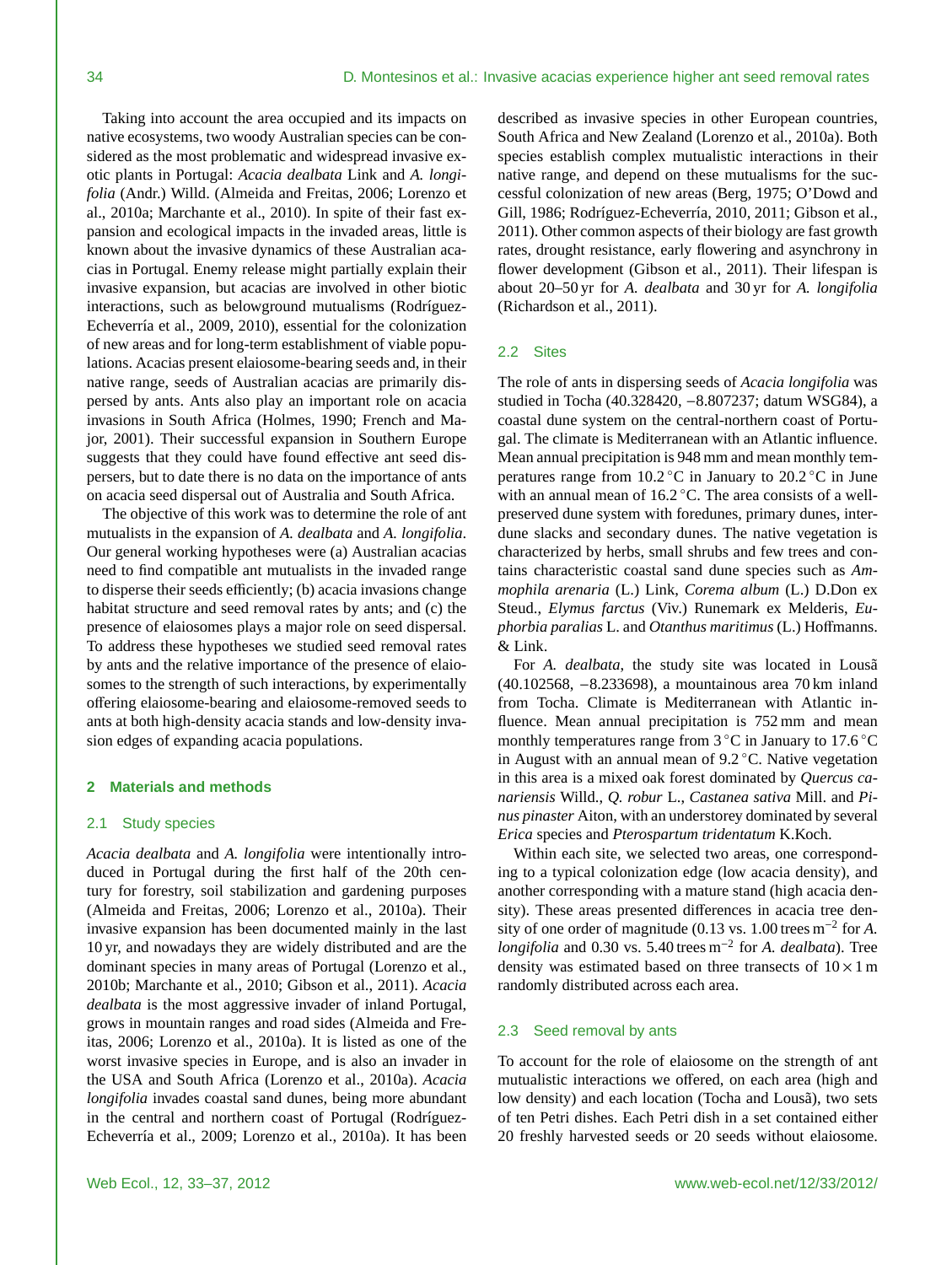Taking into account the area occupied and its impacts on native ecosystems, two woody Australian species can be considered as the most problematic and widespread invasive exotic plants in Portugal: *Acacia dealbata* Link and *A. longifolia* (Andr.) Willd. (Almeida and Freitas, 2006; Lorenzo et al., 2010a; Marchante et al., 2010). In spite of their fast expansion and ecological impacts in the invaded areas, little is known about the invasive dynamics of these Australian acacias in Portugal. Enemy release might partially explain their invasive expansion, but acacias are involved in other biotic interactions, such as belowground mutualisms (Rodríguez-Echeverría et al., 2009, 2010), essential for the colonization of new areas and for long-term establishment of viable populations. Acacias present elaiosome-bearing seeds and, in their native range, seeds of Australian acacias are primarily dispersed by ants. Ants also play an important role on acacia invasions in South Africa (Holmes, 1990; French and Major, 2001). Their successful expansion in Southern Europe suggests that they could have found effective ant seed dispersers, but to date there is no data on the importance of ants on acacia seed dispersal out of Australia and South Africa.

The objective of this work was to determine the role of ant mutualists in the expansion of *A. dealbata* and *A. longifolia*. Our general working hypotheses were (a) Australian acacias need to find compatible ant mutualists in the invaded range to disperse their seeds efficiently; (b) acacia invasions change habitat structure and seed removal rates by ants; and (c) the presence of elaiosomes plays a major role on seed dispersal. To address these hypotheses we studied seed removal rates by ants and the relative importance of the presence of elaiosomes to the strength of such interactions, by experimentally offering elaiosome-bearing and elaiosome-removed seeds to ants at both high-density acacia stands and low-density invasion edges of expanding acacia populations.

## 2 Materials and methods

### 2.1 Study species

*Acacia dealbata* and *A. longifolia* were intentionally introduced in Portugal during the first half of the 20th century for forestry, soil stabilization and gardening purposes (Almeida and Freitas, 2006; Lorenzo et al., 2010a). Their invasive expansion has been documented mainly in the last 10 yr, and nowadays they are widely distributed and are the dominant species in many areas of Portugal (Lorenzo et al., 2010b; Marchante et al., 2010; Gibson et al., 2011). *Acacia dealbata* is the most aggressive invader of inland Portugal, grows in mountain ranges and road sides (Almeida and Freitas, 2006; Lorenzo et al., 2010a). It is listed as one of the worst invasive species in Europe, and is also an invader in the USA and South Africa (Lorenzo et al., 2010a). *Acacia longifolia* invades coastal sand dunes, being more abundant in the central and northern coast of Portugal (Rodríguez-Echeverría et al., 2009; Lorenzo et al., 2010a). It has been described as invasive species in other European countries, South Africa and New Zealand (Lorenzo et al., 2010a). Both species establish complex mutualistic interactions in their native range, and depend on these mutualisms for the successful colonization of new areas (Berg, 1975; O'Dowd and Gill, 1986; Rodríguez-Echeverría, 2010, 2011; Gibson et al., 2011). Other common aspects of their biology are fast growth rates, drought resistance, early flowering and asynchrony in flower development (Gibson et al., 2011). Their lifespan is about 20–50 yr for *A. dealbata* and 30 yr for *A. longifolia* (Richardson et al., 2011).

### 2.2 Sites

The role of ants in dispersing seeds of *Acacia longifolia* was studied in Tocha (40.328420, −8.807237; datum WSG84), a coastal dune system on the central-northern coast of Portugal. The climate is Mediterranean with an Atlantic influence. Mean annual precipitation is 948 mm and mean monthly temperatures range from 10.2 °C in January to 20.2 °C in June with an annual mean of 16.2 °C. The area consists of a well-preserved dune system with foredunes, primary dunes, interdune slacks and secondary dunes. The native vegetation is characterized by herbs, small shrubs and few trees and contains characteristic coastal sand dune species such as *Ammophila arenaria* (L.) Link, *Corema album* (L.) D.Don ex Steud., *Elymus farctus* (Viv.) Runemark ex Melderis, *Euphorbia paralias* L. and *Otanthus maritimus* (L.) Hoffmanns. & Link.

For *A. dealbata*, the study site was located in Lousã (40.102568, −8.233698), a mountainous area 70 km inland from Tocha. Climate is Mediterranean with Atlantic influence. Mean annual precipitation is 752 mm and mean monthly temperatures range from 3 °C in January to 17.6 °C in August with an annual mean of 9.2 °C. Native vegetation in this area is a mixed oak forest dominated by *Quercus canariensis* Willd., *Q. robur* L., *Castanea sativa* Mill. and *Pinus pinaster* Aiton, with an understorey dominated by several *Erica* species and *Pterospartum tridentatum* K.Koch.

Within each site, we selected two areas, one corresponding to a typical colonization edge (low acacia density), and another corresponding with a mature stand (high acacia density). These areas presented differences in acacia tree density of one order of magnitude (0.13 vs. 1.00 trees $m^{-2}$ for *A. longifolia* and 0.30 vs. 5.40 trees $m^{-2}$ for *A. dealbata*). Tree density was estimated based on three transects of $10 \times 1$ m randomly distributed across each area.

### 2.3 Seed removal by ants

To account for the role of elaiosome on the strength of ant mutualistic interactions we offered, on each area (high and low density) and each location (Tocha and Lousã), two sets of ten Petri dishes. Each Petri dish in a set contained either 20 freshly harvested seeds or 20 seeds without elaiosome.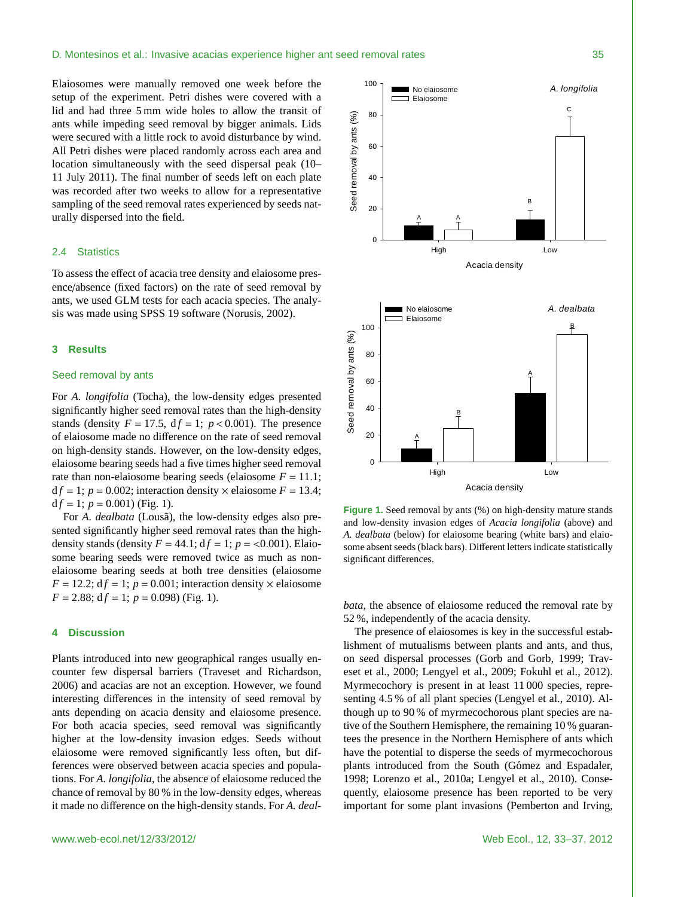Elaiosomes were manually removed one week before the setup of the experiment. Petri dishes were covered with a lid and had three 5 mm wide holes to allow the transit of ants while impeding seed removal by bigger animals. Lids were secured with a little rock to avoid disturbance by wind. All Petri dishes were placed randomly across each area and location simultaneously with the seed dispersal peak (10–11 July 2011). The final number of seeds left on each plate was recorded after two weeks to allow for a representative sampling of the seed removal rates experienced by seeds naturally dispersed into the field.

### 2.4 Statistics

To assess the effect of acacia tree density and elaiosome presence/absence (fixed factors) on the rate of seed removal by ants, we used GLM tests for each acacia species. The analysis was made using SPSS 19 software (Norusis, 2002).

## 3 Results

### Seed removal by ants

For *A. longifolia* (Tocha), the low-density edges presented significantly higher seed removal rates than the high-density stands (density $F = 17.5$, $\mathrm{d}f = 1$; $p < 0.001$). The presence of elaiosome made no difference on the rate of seed removal on high-density stands. However, on the low-density edges, elaiosome bearing seeds had a five times higher seed removal rate than non-elaiosome bearing seeds (elaiosome $F = 11.1$; $\mathrm{d}f = 1$; $p = 0.002$; interaction density × elaiosome $F = 13.4$; $\mathrm{d}f = 1$; $p = 0.001$) (Fig. 1).

For *A. dealbata* (Lousã), the low-density edges also presented significantly higher seed removal rates than the high-density stands (density $F = 44.1$; $\mathrm{d}f = 1$; $p = <0.001$). Elaiosome bearing seeds were removed twice as much as non-elaiosome bearing seeds at both tree densities (elaiosome $F = 12.2$; $\mathrm{d}f = 1$; $p = 0.001$; interaction density × elaiosome $F = 2.88$; $\mathrm{d}f = 1$; $p = 0.098$) (Fig. 1).

**Figure 1.** Seed removal by ants (%) on high-density mature stands and low-density invasion edges of *Acacia longifolia* (above) and *A. dealbata* (below) for elaiosome bearing (white bars) and elaiosome absent seeds (black bars). Different letters indicate statistically significant differences.

## 4 Discussion

Plants introduced into new geographical ranges usually encounter few dispersal barriers (Traveset and Richardson, 2006) and acacias are not an exception. However, we found interesting differences in the intensity of seed removal by ants depending on acacia density and elaiosome presence. For both acacia species, seed removal was significantly higher at the low-density invasion edges. Seeds without elaiosome were removed significantly less often, but differences were observed between acacia species and populations. For *A. longifolia*, the absence of elaiosome reduced the chance of removal by 80 % in the low-density edges, whereas it made no difference on the high-density stands. For *A. dealbata*, the absence of elaiosome reduced the removal rate by 52 %, independently of the acacia density.

The presence of elaiosomes is key in the successful establishment of mutualisms between plants and ants, and thus, on seed dispersal processes (Gorb and Gorb, 1999; Traveset et al., 2000; Lengyel et al., 2009; Fokuhl et al., 2012). Myrmecochory is present in at least 11 000 species, representing 4.5 % of all plant species (Lengyel et al., 2010). Although up to 90 % of myrmecochorous plant species are native of the Southern Hemisphere, the remaining 10 % guarantees the presence in the Northern Hemisphere of ants which have the potential to disperse the seeds of myrmecochorous plants introduced from the South (Gómez and Espadaler, 1998; Lorenzo et al., 2010a; Lengyel et al., 2010). Consequently, elaiosome presence has been reported to be very important for some plant invasions (Pemberton and Irving,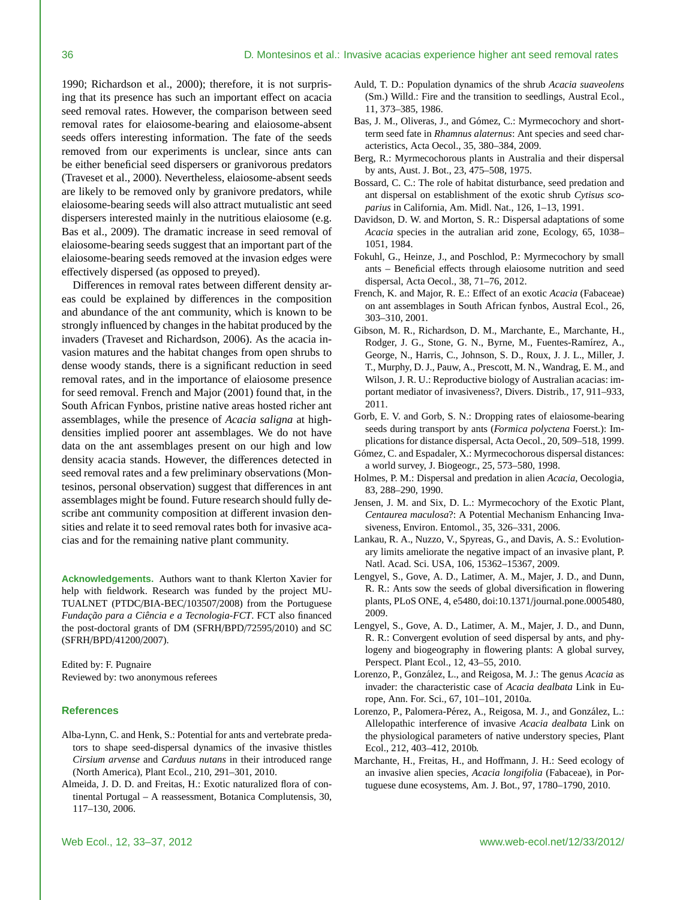1990; Richardson et al., 2000); therefore, it is not surprising that its presence has such an important effect on acacia seed removal rates. However, the comparison between seed removal rates for elaiosome-bearing and elaiosome-absent seeds offers interesting information. The fate of the seeds removed from our experiments is unclear, since ants can be either beneficial seed dispersers or granivorous predators (Traveset et al., 2000). Nevertheless, elaiosome-absent seeds are likely to be removed only by granivore predators, while elaiosome-bearing seeds will also attract mutualistic ant seed dispersers interested mainly in the nutritious elaiosome (e.g. Bas et al., 2009). The dramatic increase in seed removal of elaiosome-bearing seeds suggest that an important part of the elaiosome-bearing seeds removed at the invasion edges were effectively dispersed (as opposed to preyed).

Differences in removal rates between different density areas could be explained by differences in the composition and abundance of the ant community, which is known to be strongly influenced by changes in the habitat produced by the invaders (Traveset and Richardson, 2006). As the acacia invasion matures and the habitat changes from open shrubs to dense woody stands, there is a significant reduction in seed removal rates, and in the importance of elaiosome presence for seed removal. French and Major (2001) found that, in the South African Fynbos, pristine native areas hosted richer ant assemblages, while the presence of *Acacia saligna* at high-densities implied poorer ant assemblages. We do not have data on the ant assemblages present on our high and low density acacia stands. However, the differences detected in seed removal rates and a few preliminary observations (Montesinos, personal observation) suggest that differences in ant assemblages might be found. Future research should fully describe ant community composition at different invasion densities and relate it to seed removal rates both for invasive acacias and for the remaining native plant community.

**Acknowledgements.** Authors want to thank Klerton Xavier for help with fieldwork. Research was funded by the project MUTUALNET (PTDC/BIA-BEC/103507/2008) from the Portuguese *Fundação para a Ciência e a Tecnologia-FCT*. FCT also financed the post-doctoral grants of DM (SFRH/BPD/72595/2010) and SC (SFRH/BPD/41200/2007).

Edited by: F. Pugnaire
Reviewed by: two anonymous referees

## References

Alba-Lynn, C. and Henk, S.: Potential for ants and vertebrate predators to shape seed-dispersal dynamics of the invasive thistles *Cirsium arvense* and *Carduus nutans* in their introduced range (North America), Plant Ecol., 210, 291–301, 2010.

Almeida, J. D. D. and Freitas, H.: Exotic naturalized flora of continental Portugal – A reassessment, Botanica Complutensis, 30, 117–130, 2006.

Auld, T. D.: Population dynamics of the shrub *Acacia suaveolens* (Sm.) Willd.: Fire and the transition to seedlings, Austral Ecol., 11, 373–385, 1986.

Bas, J. M., Oliveras, J., and Gómez, C.: Myrmecochory and short-term seed fate in *Rhamnus alaternus*: Ant species and seed characteristics, Acta Oecol., 35, 380–384, 2009.

Berg, R.: Myrmecochorous plants in Australia and their dispersal by ants, Aust. J. Bot., 23, 475–508, 1975.

Bossard, C. C.: The role of habitat disturbance, seed predation and ant dispersal on establishment of the exotic shrub *Cytisus scoparius* in California, Am. Midl. Nat., 126, 1–13, 1991.

Davidson, D. W. and Morton, S. R.: Dispersal adaptations of some *Acacia* species in the australian arid zone, Ecology, 65, 1038–1051, 1984.

Fokuhl, G., Heinze, J., and Poschlod, P.: Myrmecochory by small ants – Beneficial effects through elaiosome nutrition and seed dispersal, Acta Oecol., 38, 71–76, 2012.

French, K. and Major, R. E.: Effect of an exotic *Acacia* (Fabaceae) on ant assemblages in South African fynbos, Austral Ecol., 26, 303–310, 2001.

Gibson, M. R., Richardson, D. M., Marchante, E., Marchante, H., Rodger, J. G., Stone, G. N., Byrne, M., Fuentes-Ramírez, A., George, N., Harris, C., Johnson, S. D., Roux, J. J. L., Miller, J. T., Murphy, D. J., Pauw, A., Prescott, M. N., Wandrag, E. M., and Wilson, J. R. U.: Reproductive biology of Australian acacias: important mediator of invasiveness?, Divers. Distrib., 17, 911–933, 2011.

Gorb, E. V. and Gorb, S. N.: Dropping rates of elaiosome-bearing seeds during transport by ants (*Formica polyctena* Foerst.): Implications for distance dispersal, Acta Oecol., 20, 509–518, 1999.

Gómez, C. and Espadaler, X.: Myrmecochorous dispersal distances: a world survey, J. Biogeogr., 25, 573–580, 1998.

Holmes, P. M.: Dispersal and predation in alien *Acacia*, Oecologia, 83, 288–290, 1990.

Jensen, J. M. and Six, D. L.: Myrmecochory of the Exotic Plant, *Centaurea maculosa*?: A Potential Mechanism Enhancing Invasiveness, Environ. Entomol., 35, 326–331, 2006.

Lankau, R. A., Nuzzo, V., Spyreas, G., and Davis, A. S.: Evolutionary limits ameliorate the negative impact of an invasive plant, P. Natl. Acad. Sci. USA, 106, 15362–15367, 2009.

Lengyel, S., Gove, A. D., Latimer, A. M., Majer, J. D., and Dunn, R. R.: Ants sow the seeds of global diversification in flowering plants, PLoS ONE, 4, e5480, doi:10.1371/journal.pone.0005480, 2009.

Lengyel, S., Gove, A. D., Latimer, A. M., Majer, J. D., and Dunn, R. R.: Convergent evolution of seed dispersal by ants, and phylogeny and biogeography in flowering plants: A global survey, Perspect. Plant Ecol., 12, 43–55, 2010.

Lorenzo, P., González, L., and Reigosa, M. J.: The genus *Acacia* as invader: the characteristic case of *Acacia dealbata* Link in Europe, Ann. For. Sci., 67, 101–101, 2010a.

Lorenzo, P., Palomera-Pérez, A., Reigosa, M. J., and González, L.: Allelopathic interference of invasive *Acacia dealbata* Link on the physiological parameters of native understory species, Plant Ecol., 212, 403–412, 2010b.

Marchante, H., Freitas, H., and Hoffmann, J. H.: Seed ecology of an invasive alien species, *Acacia longifolia* (Fabaceae), in Portuguese dune ecosystems, Am. J. Bot., 97, 1780–1790, 2010.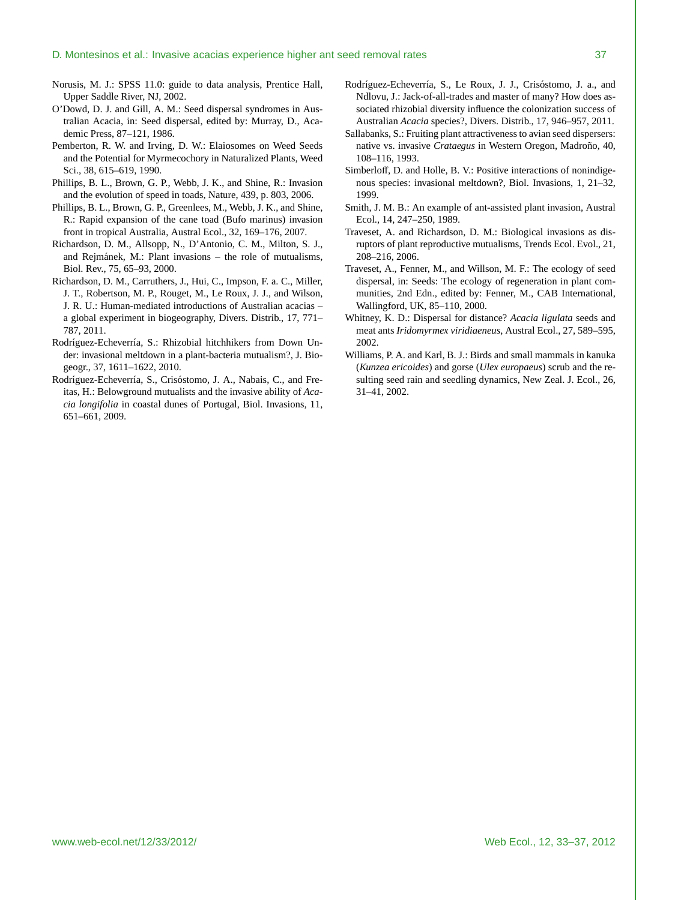Norusis, M. J.: SPSS 11.0: guide to data analysis, Prentice Hall, Upper Saddle River, NJ, 2002.

O'Dowd, D. J. and Gill, A. M.: Seed dispersal syndromes in Australian Acacia, in: Seed dispersal, edited by: Murray, D., Academic Press, 87–121, 1986.

Pemberton, R. W. and Irving, D. W.: Elaiosomes on Weed Seeds and the Potential for Myrmecochory in Naturalized Plants, Weed Sci., 38, 615–619, 1990.

Phillips, B. L., Brown, G. P., Webb, J. K., and Shine, R.: Invasion and the evolution of speed in toads, Nature, 439, p. 803, 2006.

Phillips, B. L., Brown, G. P., Greenlees, M., Webb, J. K., and Shine, R.: Rapid expansion of the cane toad (Bufo marinus) invasion front in tropical Australia, Austral Ecol., 32, 169–176, 2007.

Richardson, D. M., Allsopp, N., D'Antonio, C. M., Milton, S. J., and Rejmánek, M.: Plant invasions – the role of mutualisms, Biol. Rev., 75, 65–93, 2000.

Richardson, D. M., Carruthers, J., Hui, C., Impson, F. a. C., Miller, J. T., Robertson, M. P., Rouget, M., Le Roux, J. J., and Wilson, J. R. U.: Human-mediated introductions of Australian acacias – a global experiment in biogeography, Divers. Distrib., 17, 771–787, 2011.

Rodríguez-Echeverría, S.: Rhizobial hitchhikers from Down Under: invasional meltdown in a plant-bacteria mutualism?, J. Biogeogr., 37, 1611–1622, 2010.

Rodríguez-Echeverría, S., Crisóstomo, J. A., Nabais, C., and Freitas, H.: Belowground mutualists and the invasive ability of *Acacia longifolia* in coastal dunes of Portugal, Biol. Invasions, 11, 651–661, 2009.

Rodríguez-Echeverría, S., Le Roux, J. J., Crisóstomo, J. a., and Ndlovu, J.: Jack-of-all-trades and master of many? How does associated rhizobial diversity influence the colonization success of Australian *Acacia* species?, Divers. Distrib., 17, 946–957, 2011.

Sallabanks, S.: Fruiting plant attractiveness to avian seed dispersers: native vs. invasive *Crataegus* in Western Oregon, Madroño, 40, 108–116, 1993.

Simberloff, D. and Holle, B. V.: Positive interactions of nonindigenous species: invasional meltdown?, Biol. Invasions, 1, 21–32, 1999.

Smith, J. M. B.: An example of ant-assisted plant invasion, Austral Ecol., 14, 247–250, 1989.

Traveset, A. and Richardson, D. M.: Biological invasions as disruptors of plant reproductive mutualisms, Trends Ecol. Evol., 21, 208–216, 2006.

Traveset, A., Fenner, M., and Willson, M. F.: The ecology of seed dispersal, in: Seeds: The ecology of regeneration in plant communities, 2nd Edn., edited by: Fenner, M., CAB International, Wallingford, UK, 85–110, 2000.

Whitney, K. D.: Dispersal for distance? *Acacia ligulata* seeds and meat ants *Iridomyrmex viridiaeneus*, Austral Ecol., 27, 589–595, 2002.

Williams, P. A. and Karl, B. J.: Birds and small mammals in kanuka (*Kunzea ericoides*) and gorse (*Ulex europaeus*) scrub and the resulting seed rain and seedling dynamics, New Zeal. J. Ecol., 26, 31–41, 2002.